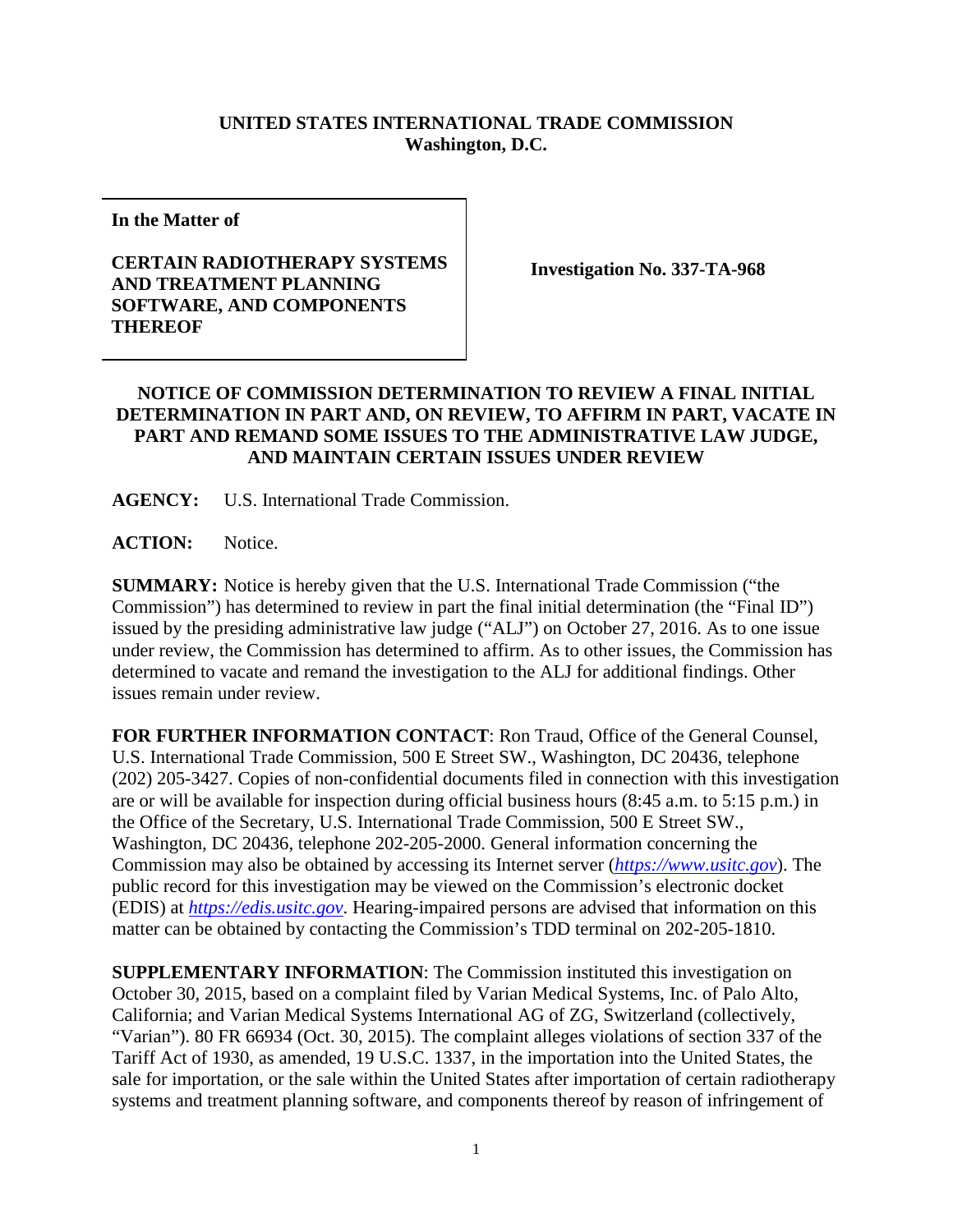**UNITED STATES INTERNATIONAL TRADE COMMISSION**
**Washington, D.C.**

| **In the Matter of** **CERTAIN RADIOTHERAPY SYSTEMS AND TREATMENT PLANNING SOFTWARE, AND COMPONENTS THEREOF** | **Investigation No. 337-TA-968** |
|---|---|

**NOTICE OF COMMISSION DETERMINATION TO REVIEW A FINAL INITIAL DETERMINATION IN PART AND, ON REVIEW, TO AFFIRM IN PART, VACATE IN PART AND REMAND SOME ISSUES TO THE ADMINISTRATIVE LAW JUDGE, AND MAINTAIN CERTAIN ISSUES UNDER REVIEW**

**AGENCY:** U.S. International Trade Commission.

**ACTION:** Notice.

**SUMMARY:** Notice is hereby given that the U.S. International Trade Commission ("the Commission") has determined to review in part the final initial determination (the "Final ID") issued by the presiding administrative law judge ("ALJ") on October 27, 2016. As to one issue under review, the Commission has determined to affirm. As to other issues, the Commission has determined to vacate and remand the investigation to the ALJ for additional findings. Other issues remain under review.

**FOR FURTHER INFORMATION CONTACT**: Ron Traud, Office of the General Counsel, U.S. International Trade Commission, 500 E Street SW., Washington, DC 20436, telephone (202) 205-3427. Copies of non-confidential documents filed in connection with this investigation are or will be available for inspection during official business hours (8:45 a.m. to 5:15 p.m.) in the Office of the Secretary, U.S. International Trade Commission, 500 E Street SW., Washington, DC 20436, telephone 202-205-2000. General information concerning the Commission may also be obtained by accessing its Internet server (*https://www.usitc.gov*). The public record for this investigation may be viewed on the Commission's electronic docket (EDIS) at *https://edis.usitc.gov*. Hearing-impaired persons are advised that information on this matter can be obtained by contacting the Commission's TDD terminal on 202-205-1810.

**SUPPLEMENTARY INFORMATION**: The Commission instituted this investigation on October 30, 2015, based on a complaint filed by Varian Medical Systems, Inc. of Palo Alto, California; and Varian Medical Systems International AG of ZG, Switzerland (collectively, "Varian"). 80 FR 66934 (Oct. 30, 2015). The complaint alleges violations of section 337 of the Tariff Act of 1930, as amended, 19 U.S.C. 1337, in the importation into the United States, the sale for importation, or the sale within the United States after importation of certain radiotherapy systems and treatment planning software, and components thereof by reason of infringement of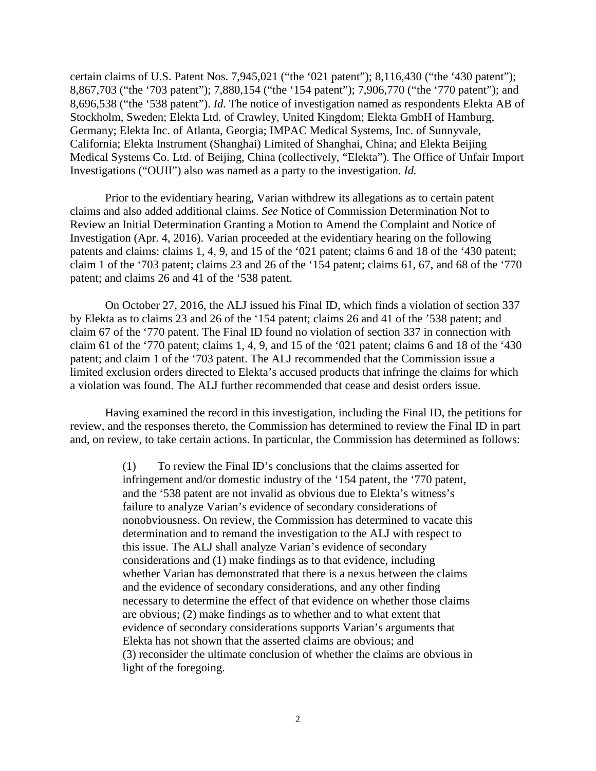certain claims of U.S. Patent Nos. 7,945,021 ("the '021 patent"); 8,116,430 ("the '430 patent"); 8,867,703 ("the '703 patent"); 7,880,154 ("the '154 patent"); 7,906,770 ("the '770 patent"); and 8,696,538 ("the '538 patent"). *Id.* The notice of investigation named as respondents Elekta AB of Stockholm, Sweden; Elekta Ltd. of Crawley, United Kingdom; Elekta GmbH of Hamburg, Germany; Elekta Inc. of Atlanta, Georgia; IMPAC Medical Systems, Inc. of Sunnyvale, California; Elekta Instrument (Shanghai) Limited of Shanghai, China; and Elekta Beijing Medical Systems Co. Ltd. of Beijing, China (collectively, "Elekta"). The Office of Unfair Import Investigations ("OUII") also was named as a party to the investigation. *Id.*

Prior to the evidentiary hearing, Varian withdrew its allegations as to certain patent claims and also added additional claims. *See* Notice of Commission Determination Not to Review an Initial Determination Granting a Motion to Amend the Complaint and Notice of Investigation (Apr. 4, 2016). Varian proceeded at the evidentiary hearing on the following patents and claims: claims 1, 4, 9, and 15 of the '021 patent; claims 6 and 18 of the '430 patent; claim 1 of the '703 patent; claims 23 and 26 of the '154 patent; claims 61, 67, and 68 of the '770 patent; and claims 26 and 41 of the '538 patent.

On October 27, 2016, the ALJ issued his Final ID, which finds a violation of section 337 by Elekta as to claims 23 and 26 of the '154 patent; claims 26 and 41 of the '538 patent; and claim 67 of the '770 patent. The Final ID found no violation of section 337 in connection with claim 61 of the '770 patent; claims 1, 4, 9, and 15 of the '021 patent; claims 6 and 18 of the '430 patent; and claim 1 of the '703 patent. The ALJ recommended that the Commission issue a limited exclusion orders directed to Elekta's accused products that infringe the claims for which a violation was found. The ALJ further recommended that cease and desist orders issue.

Having examined the record in this investigation, including the Final ID, the petitions for review, and the responses thereto, the Commission has determined to review the Final ID in part and, on review, to take certain actions. In particular, the Commission has determined as follows:

> (1) To review the Final ID's conclusions that the claims asserted for infringement and/or domestic industry of the '154 patent, the '770 patent, and the '538 patent are not invalid as obvious due to Elekta's witness's failure to analyze Varian's evidence of secondary considerations of nonobviousness. On review, the Commission has determined to vacate this determination and to remand the investigation to the ALJ with respect to this issue. The ALJ shall analyze Varian's evidence of secondary considerations and (1) make findings as to that evidence, including whether Varian has demonstrated that there is a nexus between the claims and the evidence of secondary considerations, and any other finding necessary to determine the effect of that evidence on whether those claims are obvious; (2) make findings as to whether and to what extent that evidence of secondary considerations supports Varian's arguments that Elekta has not shown that the asserted claims are obvious; and (3) reconsider the ultimate conclusion of whether the claims are obvious in light of the foregoing.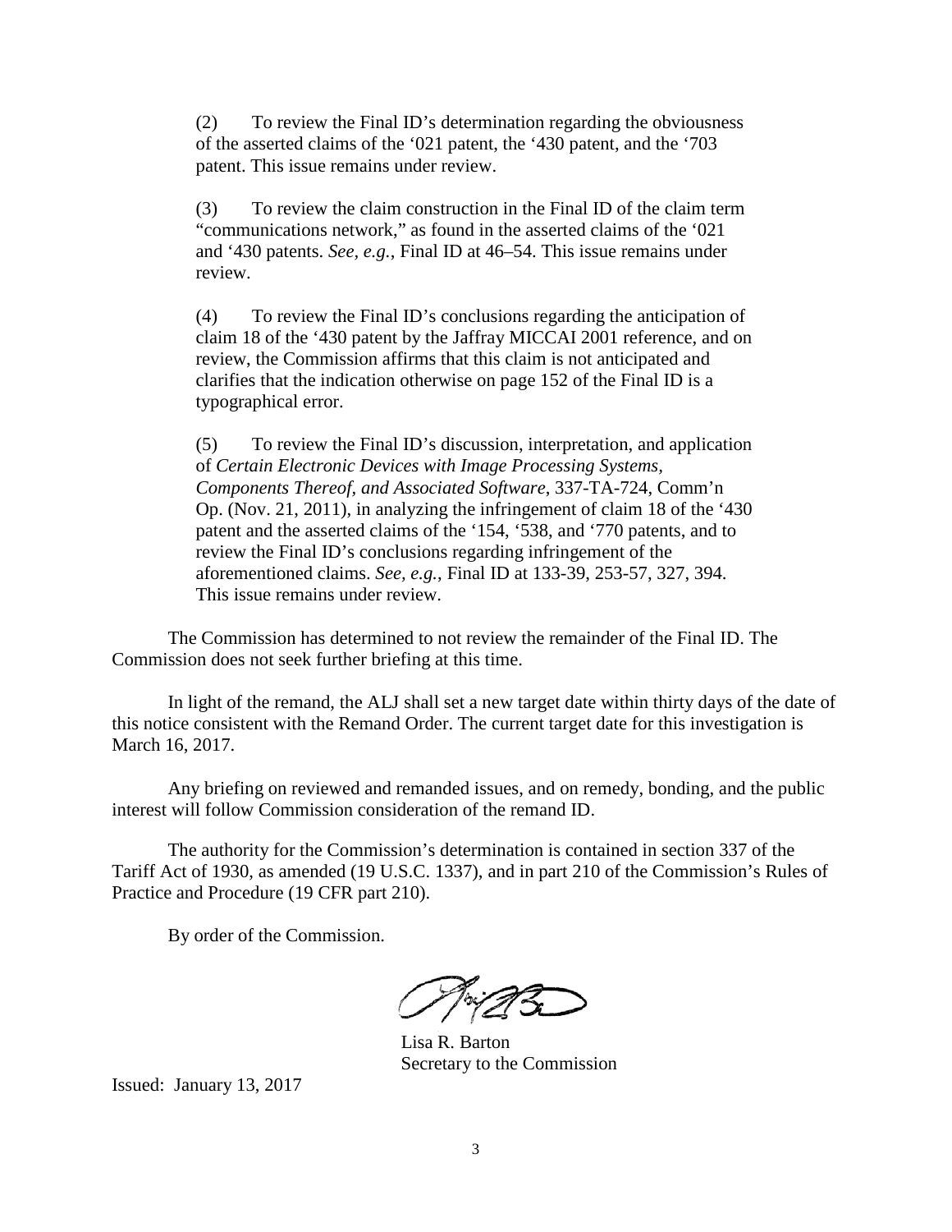(2) To review the Final ID's determination regarding the obviousness of the asserted claims of the '021 patent, the '430 patent, and the '703 patent. This issue remains under review.

(3) To review the claim construction in the Final ID of the claim term "communications network," as found in the asserted claims of the '021 and '430 patents. *See, e.g.*, Final ID at 46–54. This issue remains under review.

(4) To review the Final ID's conclusions regarding the anticipation of claim 18 of the '430 patent by the Jaffray MICCAI 2001 reference, and on review, the Commission affirms that this claim is not anticipated and clarifies that the indication otherwise on page 152 of the Final ID is a typographical error.

(5) To review the Final ID's discussion, interpretation, and application of *Certain Electronic Devices with Image Processing Systems, Components Thereof, and Associated Software*, 337-TA-724, Comm'n Op. (Nov. 21, 2011), in analyzing the infringement of claim 18 of the '430 patent and the asserted claims of the '154, '538, and '770 patents, and to review the Final ID's conclusions regarding infringement of the aforementioned claims. *See, e.g.*, Final ID at 133-39, 253-57, 327, 394. This issue remains under review.

The Commission has determined to not review the remainder of the Final ID. The Commission does not seek further briefing at this time.

In light of the remand, the ALJ shall set a new target date within thirty days of the date of this notice consistent with the Remand Order. The current target date for this investigation is March 16, 2017.

Any briefing on reviewed and remanded issues, and on remedy, bonding, and the public interest will follow Commission consideration of the remand ID.

The authority for the Commission's determination is contained in section 337 of the Tariff Act of 1930, as amended (19 U.S.C. 1337), and in part 210 of the Commission's Rules of Practice and Procedure (19 CFR part 210).

By order of the Commission.

Lisa R. Barton
Secretary to the Commission

Issued: January 13, 2017